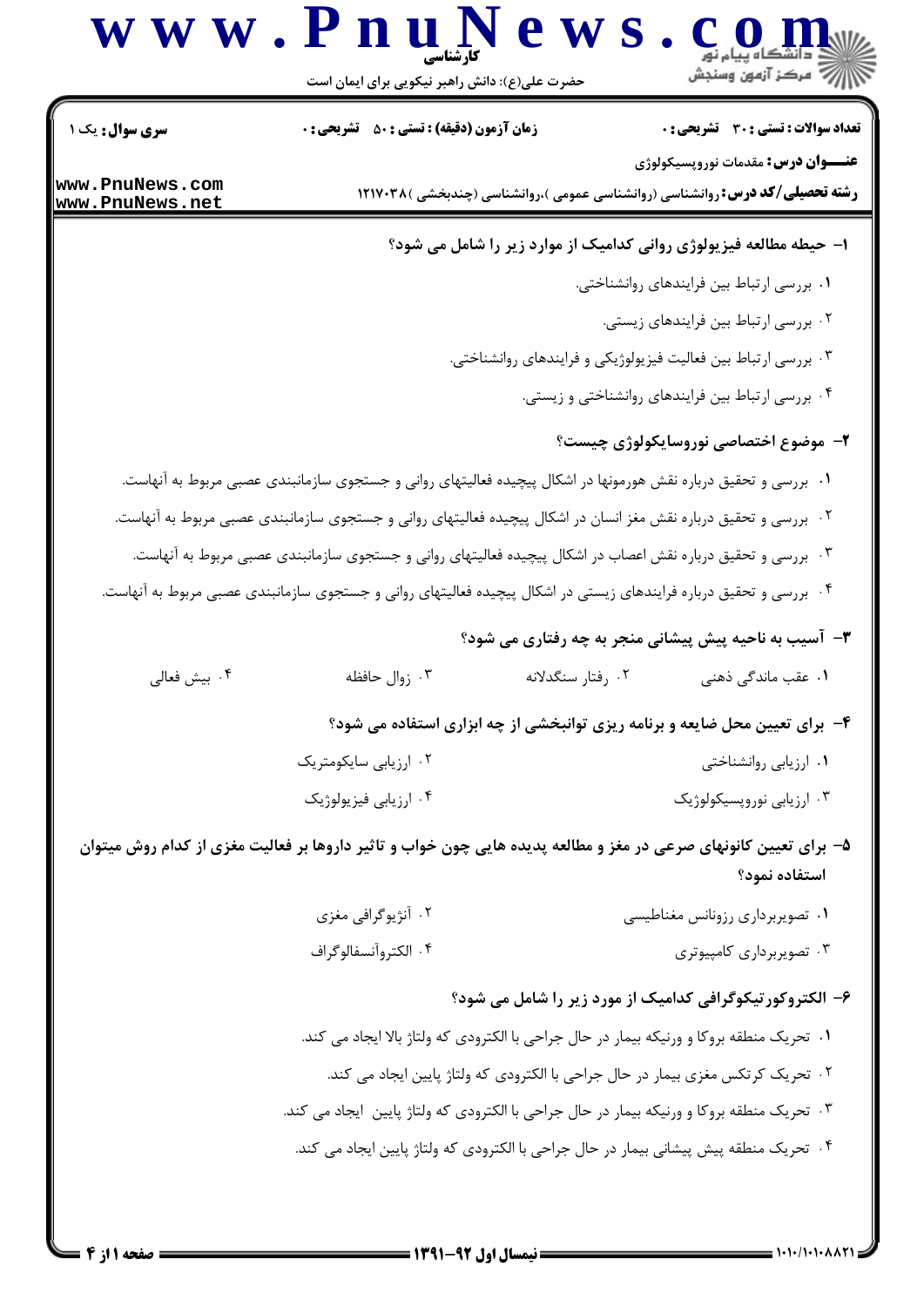**سری سوال:** یک ۱

**زمان آزمون (دقیقه) : تستی : ۵۰ تشریحی : ۰**

**تعداد سوالات : تستی : ۳۰ تشریحی : ۰**

**عنـــوان درس:** مقدمات نوروپسیکولوژی

**رشته تحصیلی/کد درس:** روانشناسی (روانشناسی عمومی )،روانشناسی (چندبخشی )۱۲۱۷۰۳۸

**۱- حیطه مطالعه فیزیولوژی روانی کدامیک از موارد زیر را شامل می شود؟**

۱. بررسی ارتباط بین فرایندهای روانشناختی.

۲. بررسی ارتباط بین فرایندهای زیستی.

۳. بررسی ارتباط بین فعالیت فیزیولوژیکی و فرایندهای روانشناختی.

۴. بررسی ارتباط بین فرایندهای روانشناختی و زیستی.

**۲- موضوع اختصاصی نوروسایکولوژی چیست؟**

۱. بررسی و تحقیق درباره نقش هورمونها در اشکال پیچیده فعالیتهای روانی و جستجوی سازمانبندی عصبی مربوط به آنهاست.

۲. بررسی و تحقیق درباره نقش مغز انسان در اشکال پیچیده فعالیتهای روانی و جستجوی سازمانبندی عصبی مربوط به آنهاست.

۳. بررسی و تحقیق درباره نقش اعصاب در اشکال پیچیده فعالیتهای روانی و جستجوی سازمانبندی عصبی مربوط به آنهاست.

۴. بررسی و تحقیق درباره فرایندهای زیستی در اشکال پیچیده فعالیتهای روانی و جستجوی سازمانبندی عصبی مربوط به آنهاست.

**۳- آسیب به ناحیه پیش پیشانی منجر به چه رفتاری می شود؟**

۱. عقب ماندگی ذهنی

۲. رفتار سنگدلانه

۳. زوال حافظه

۴. بیش فعالی

**۴- برای تعیین محل ضایعه و برنامه ریزی توانبخشی از چه ابزاری استفاده می شود؟**

۱. ارزیابی روانشناختی

۲. ارزیابی سایکومتریک

۳. ارزیابی نوروپسیکولوژیک

۴. ارزیابی فیزیولوژیک

**۵- برای تعیین کانونهای صرعی در مغز و مطالعه پدیده هایی چون خواب و تاثیر داروها بر فعالیت مغزی از کدام روش میتوان استفاده نمود؟**

۱. تصویربرداری رزونانس مغناطیسی

۲. آنژیوگرافی مغزی

۳. تصویربرداری کامپیوتری

۴. الکتروآنسفالوگراف

**۶- الکتروکورتیکوگرافی کدامیک از مورد زیر را شامل می شود؟**

۱. تحریک منطقه بروکا و ورنیکه بیمار در حال جراحی با الکترودی که ولتاژ بالا ایجاد می کند.

۲. تحریک کرتکس مغزی بیمار در حال جراحی با الکترودی که ولتاژ پایین ایجاد می کند.

۳. تحریک منطقه بروکا و ورنیکه بیمار در حال جراحی با الکترودی که ولتاژ پایین ایجاد می کند.

۴. تحریک منطقه پیش پیشانی بیمار در حال جراحی با الکترودی که ولتاژ پایین ایجاد می کند.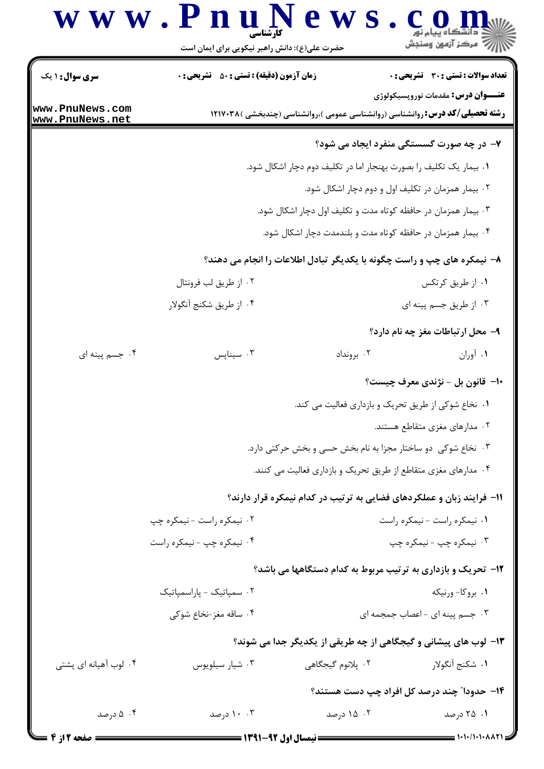**۷- در چه صورت گسستگی منفرد ایجاد می شود؟**

۱. بیمار یک تکلیف را بصورت بهنجار اما در تکلیف دوم دچار اشکال شود.

۲. بیمار همزمان در تکلیف اول و دوم دچار اشکال شود.

۳. بیمار همزمان در حافظه کوتاه مدت و تکلیف اول دچار اشکال شود.

۴. بیمار همزمان در حافظه کوتاه مدت و بلندمدت دچار اشکال شود.

**۸- نیمکره های چپ و راست چگونه با یکدیگر تبادل اطلاعات را انجام می دهند؟**

۱. از طریق کرتکس

۲. از طریق لب فرونتال

۳. از طریق جسم پینه ای

۴. از طریق شکنج آنگولار

**۹- محل ارتباطات مغز چه نام دارد؟**

۱. آوران

۲. برونداد

۳. سیناپس

۴. جسم پینه ای

**۱۰- قانون بل - نژندی معرف چیست؟**

۱. نخاع شوکی از طریق تحریک و بازداری فعالیت می کند.

۲. مدارهای مغزی متقاطع هستند.

۳. نخاع شوکی دو ساختار مجزا به نام بخش حسی و بخش حرکتی دارد.

۴. مدارهای مغزی متقاطع از طریق تحریک و بازداری فعالیت می کنند.

**۱۱- فرایند زبان و عملکردهای فضایی به ترتیب در کدام نیمکره قرار دارند؟**

۱. نیمکره راست - نیمکره راست

۲. نیمکره راست - نیمکره چپ

۳. نیمکره چپ - نیمکره چپ

۴. نیمکره چپ - نیمکره راست

**۱۲- تحریک و بازداری به ترتیب مربوط به کدام دستگاهها می باشد؟**

۱. بروکا- ورنیکه

۲. سمپاتیک - پاراسمپاتیک

۳. جسم پینه ای - اعصاب جمجمه ای

۴. ساقه مغز-نخاع شوکی

**۱۳- لوب های پیشانی و گیجگاهی از چه طریقی از یکدیگر جدا می شوند؟**

۱. شکنج آنگولار

۲. پلانوم گیجگاهی

۳. شیار سیلویوس

۴. لوب آهیانه ای پشتی

**۱۴- حدوداً" چند درصد کل افراد چپ دست هستند؟**

۱. ۲۵ درصد

۲. ۱۵ درصد

۳. ۱۰ درصد

۴. ۵ درصد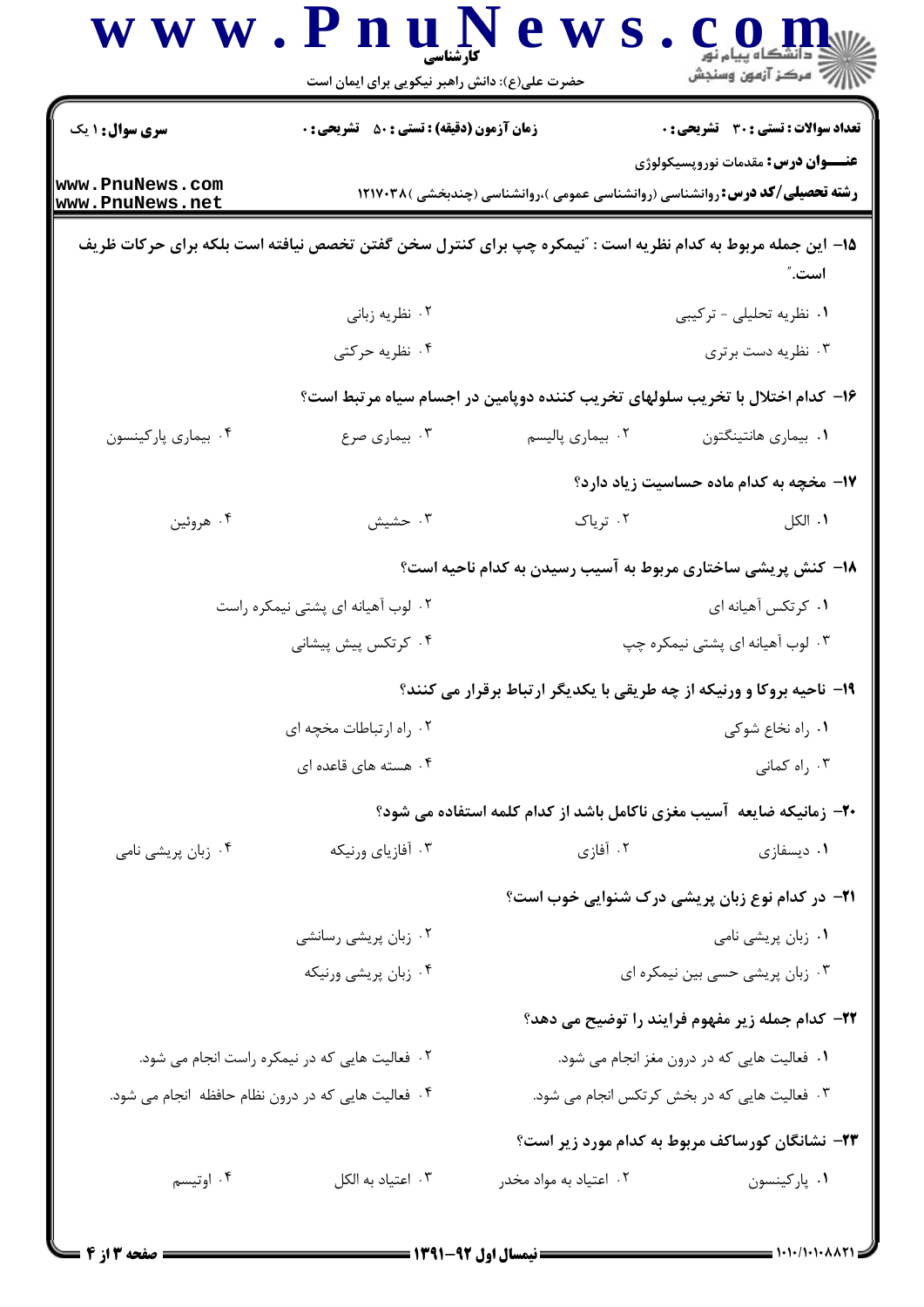**سری سوال:** ۱ یک

**زمان آزمون (دقیقه) : تستی : ۵۰ تشریحی : ۰**

**تعداد سوالات : تستی : ۳۰ تشریحی : ۰**

**عنـــوان درس:** مقدمات نوروپسیکولوژی

**رشته تحصیلی/کد درس:** روانشناسی (روانشناسی عمومی )،روانشناسی (چندبخشی )۱۲۱۷۰۳۸

**۱۵- این جمله مربوط به کدام نظریه است : "نیمکره چپ برای کنترل سخن گفتن تخصص نیافته است بلکه برای حرکات ظریف است."**

۱. نظریه تحلیلی - ترکیبی
۲. نظریه زبانی
۳. نظریه دست برتری
۴. نظریه حرکتی

**۱۶- کدام اختلال با تخریب سلولهای تخریب کننده دوپامین در اجسام سیاه مرتبط است؟**

۱. بیماری هانتینگتون
۲. بیماری پالیسم
۳. بیماری صرع
۴. بیماری پارکینسون

**۱۷- مخچه به کدام ماده حساسیت زیاد دارد؟**

۱. الکل
۲. تریاک
۳. حشیش
۴. هروئین

**۱۸- کنش پریشی ساختاری مربوط به آسیب رسیدن به کدام ناحیه است؟**

۱. کرتکس آهیانه ای
۲. لوب آهیانه ای پشتی نیمکره راست
۳. لوب آهیانه ای پشتی نیمکره چپ
۴. کرتکس پیش پیشانی

**۱۹- ناحیه بروکا و ورنیکه از چه طریقی با یکدیگر ارتباط برقرار می کنند؟**

۱. راه نخاع شوکی
۲. راه ارتباطات مخچه ای
۳. راه کمانی
۴. هسته های قاعده ای

**۲۰- زمانیکه ضایعه آسیب مغزی ناکامل باشد از کدام کلمه استفاده می شود؟**

۱. دیسفازی
۲. آفازی
۳. آفازیای ورنیکه
۴. زبان پریشی نامی

**۲۱- در کدام نوع زبان پریشی درک شنوایی خوب است؟**

۱. زبان پریشی نامی
۲. زبان پریشی رسانشی
۳. زبان پریشی حسی بین نیمکره ای
۴. زبان پریشی ورنیکه

**۲۲- کدام جمله زیر مفهوم فرایند را توضیح می دهد؟**

۱. فعالیت هایی که در درون مغز انجام می شود.
۲. فعالیت هایی که در نیمکره راست انجام می شود.
۳. فعالیت هایی که در بخش کرتکس انجام می شود.
۴. فعالیت هایی که در درون نظام حافظه انجام می شود.

**۲۳- نشانگان کورساکف مربوط به کدام مورد زیر است؟**

۱. پارکینسون
۲. اعتیاد به مواد مخدر
۳. اعتیاد به الکل
۴. اوتیسم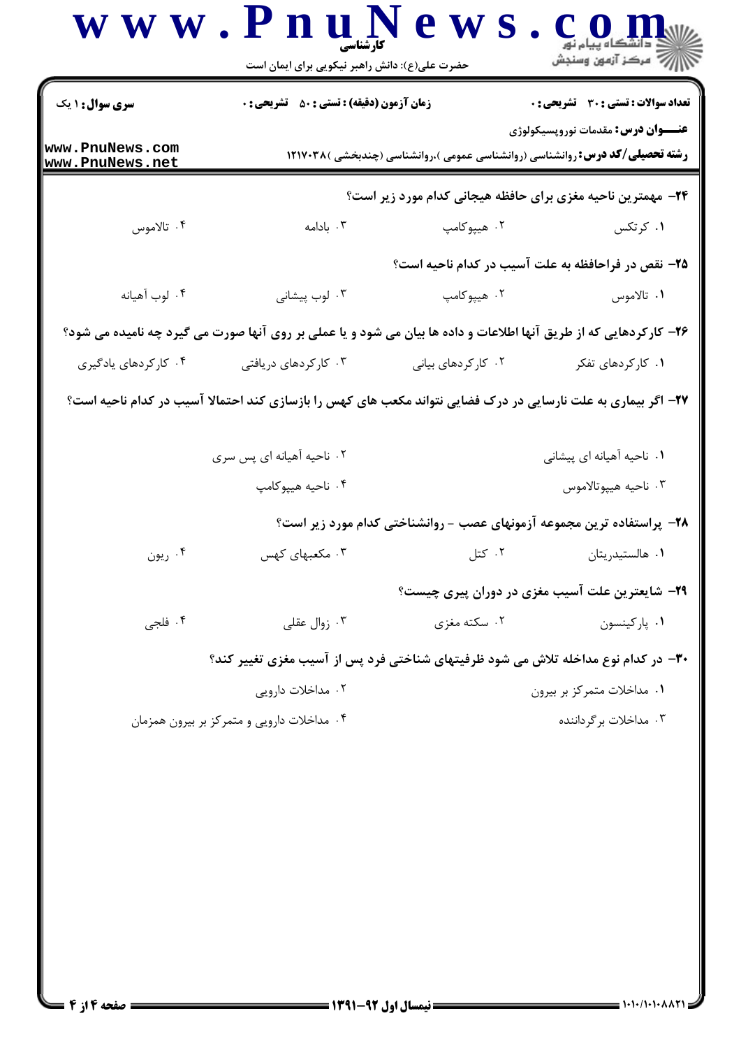۲۴- مهمترین ناحیه مغزی برای حافظه هیجانی کدام مورد زیر است؟

۱. کرتکس
۲. هیپوکامپ
۳. بادامه
۴. تالاموس

۲۵- نقص در فراحافظه به علت آسیب در کدام ناحیه است؟

۱. تالاموس
۲. هیپوکامپ
۳. لوب پیشانی
۴. لوب آهیانه

۲۶- کارکردهایی که از طریق آنها اطلاعات و داده ها بیان می شود و یا عملی بر روی آنها صورت می گیرد چه نامیده می شود؟

۱. کارکردهای تفکر
۲. کارکردهای بیانی
۳. کارکردهای دریافتی
۴. کارکردهای یادگیری

۲۷- اگر بیماری به علت نارسایی در درک فضایی نتواند مکعب های کهس را بازسازی کند احتمالا آسیب در کدام ناحیه است؟

۱. ناحیه آهیانه ای پیشانی
۲. ناحیه آهیانه ای پس سری
۳. ناحیه هیپوتالاموس
۴. ناحیه هیپوکامپ

۲۸- پراستفاده ترین مجموعه آزمونهای عصب - روانشناختی کدام مورد زیر است؟

۱. هالستیدریتان
۲. کتل
۳. مکعبهای کهس
۴. ریون

۲۹- شایعترین علت آسیب مغزی در دوران پیری چیست؟

۱. پارکینسون
۲. سکته مغزی
۳. زوال عقلی
۴. فلجی

۳۰- در کدام نوع مداخله تلاش می شود ظرفیتهای شناختی فرد پس از آسیب مغزی تغییر کند؟

۱. مداخلات متمرکز بر بیرون
۲. مداخلات دارویی
۳. مداخلات برگرداننده
۴. مداخلات دارویی و متمرکز بر بیرون همزمان